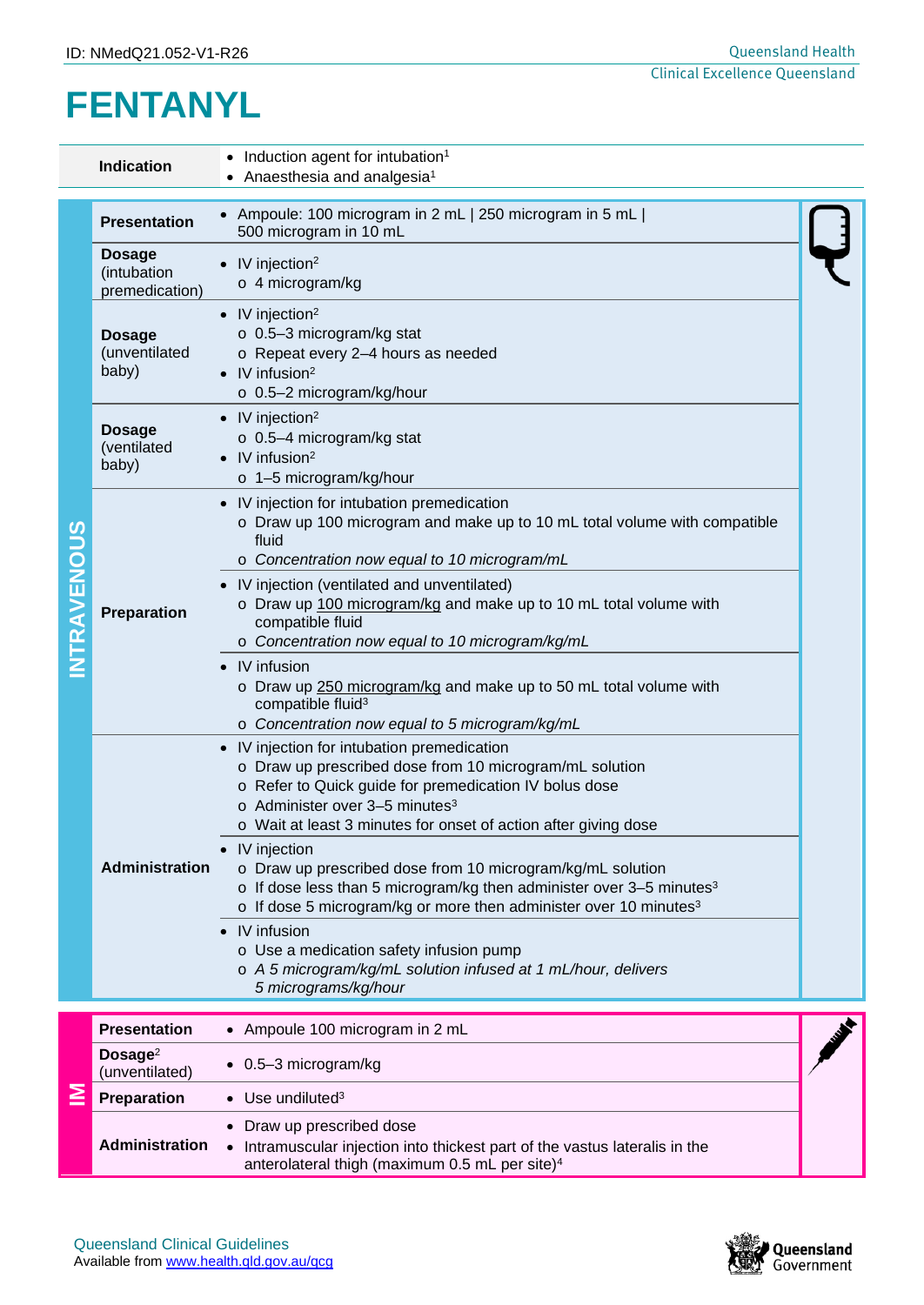ID: NMedQ21.052-V1-R26

# FENTANYL

| | |
|---|---|
| **Indication** | • Induction agent for intubation[1]<br>• Anaesthesia and analgesia[1] |

## INTRAVENOUS

| | |
|---|---|
| **Presentation** | • Ampoule: 100 microgram in 2 mL \| 250 microgram in 5 mL \| 500 microgram in 10 mL |
| **Dosage** (intubation premedication) | • IV injection[2]<br>  o 4 microgram/kg |
| **Dosage** (unventilated baby) | • IV injection[2]<br>  o 0.5–3 microgram/kg stat<br>  o Repeat every 2–4 hours as needed<br>• IV infusion[2]<br>  o 0.5–2 microgram/kg/hour |
| **Dosage** (ventilated baby) | • IV injection[2]<br>  o 0.5–4 microgram/kg stat<br>• IV infusion[2]<br>  o 1–5 microgram/kg/hour |
| **Preparation** | • IV injection for intubation premedication<br>  o Draw up 100 microgram and make up to 10 mL total volume with compatible fluid<br>  o *Concentration now equal to 10 microgram/mL*<br>• IV injection (ventilated and unventilated)<br>  o Draw up 100 microgram/kg and make up to 10 mL total volume with compatible fluid<br>  o *Concentration now equal to 10 microgram/kg/mL*<br>• IV infusion<br>  o Draw up 250 microgram/kg and make up to 50 mL total volume with compatible fluid[3]<br>  o *Concentration now equal to 5 microgram/kg/mL* |
| **Administration** | • IV injection for intubation premedication<br>  o Draw up prescribed dose from 10 microgram/mL solution<br>  o Refer to Quick guide for premedication IV bolus dose<br>  o Administer over 3–5 minutes[3]<br>  o Wait at least 3 minutes for onset of action after giving dose<br>• IV injection<br>  o Draw up prescribed dose from 10 microgram/kg/mL solution<br>  o If dose less than 5 microgram/kg then administer over 3–5 minutes[3]<br>  o If dose 5 microgram/kg or more then administer over 10 minutes[3]<br>• IV infusion<br>  o Use a medication safety infusion pump<br>  o *A 5 microgram/kg/mL solution infused at 1 mL/hour, delivers 5 micrograms/kg/hour* |

## IM

| | |
|---|---|
| **Presentation** | • Ampoule 100 microgram in 2 mL |
| **Dosage**[2] (unventilated) | • 0.5–3 microgram/kg |
| **Preparation** | • Use undiluted[3] |
| **Administration** | • Draw up prescribed dose<br>• Intramuscular injection into thickest part of the vastus lateralis in the anterolateral thigh (maximum 0.5 mL per site)[4] |

Queensland Clinical Guidelines
Available from www.health.qld.gov.au/qcg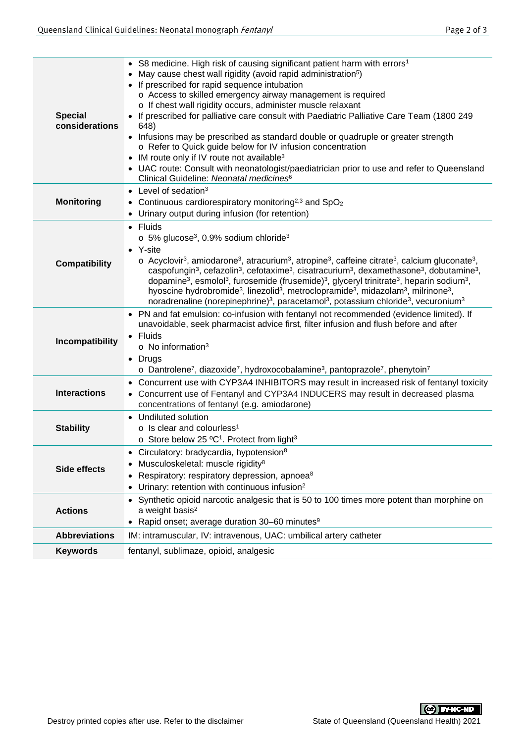| | |
|---|---|
| **Special considerations** | • S8 medicine. High risk of causing significant patient harm with errors[1]<br>• May cause chest wall rigidity (avoid rapid administration[5])<br>• If prescribed for rapid sequence intubation<br>  o Access to skilled emergency airway management is required<br>  o If chest wall rigidity occurs, administer muscle relaxant<br>• If prescribed for palliative care consult with Paediatric Palliative Care Team (1800 249 648)<br>• Infusions may be prescribed as standard double or quadruple or greater strength<br>  o Refer to Quick guide below for IV infusion concentration<br>• IM route only if IV route not available[3]<br>• UAC route: Consult with neonatologist/paediatrician prior to use and refer to Queensland Clinical Guideline: *Neonatal medicines*[6] |
| **Monitoring** | • Level of sedation[3]<br>• Continuous cardiorespiratory monitoring[2,3] and $SpO_2$<br>• Urinary output during infusion (for retention) |
| **Compatibility** | • Fluids<br>  o 5% glucose[3], 0.9% sodium chloride[3]<br>• Y-site<br>  o Acyclovir[3], amiodarone[3], atracurium[3], atropine[3], caffeine citrate[3], calcium gluconate[3], caspofungin[3], cefazolin[3], cefotaxime[3], cisatracurium[3], dexamethasone[3], dobutamine[3], dopamine[3], esmolol[3], furosemide (frusemide)[3], glyceryl trinitrate[3], heparin sodium[3], hyoscine hydrobromide[3], linezolid[3], metroclopramide[3], midazolam[3], milrinone[3], noradrenaline (norepinephrine)[3], paracetamol[3], potassium chloride[3], vecuronium[3] |
| **Incompatibility** | • PN and fat emulsion: co-infusion with fentanyl not recommended (evidence limited). If unavoidable, seek pharmacist advice first, filter infusion and flush before and after<br>• Fluids<br>  o No information[3]<br>• Drugs<br>  o Dantrolene[7], diazoxide[7], hydroxocobalamine[3], pantoprazole[7], phenytoin[7] |
| **Interactions** | • Concurrent use with CYP3A4 INHIBITORS may result in increased risk of fentanyl toxicity<br>• Concurrent use of Fentanyl and CYP3A4 INDUCERS may result in decreased plasma concentrations of fentanyl (e.g. amiodarone) |
| **Stability** | • Undiluted solution<br>  o Is clear and colourless[1]<br>  o Store below 25 ºC[1]. Protect from light[3] |
| **Side effects** | • Circulatory: bradycardia, hypotension[8]<br>• Musculoskeletal: muscle rigidity[8]<br>• Respiratory: respiratory depression, apnoea[8]<br>• Urinary: retention with continuous infusion[2] |
| **Actions** | • Synthetic opioid narcotic analgesic that is 50 to 100 times more potent than morphine on a weight basis[2]<br>• Rapid onset; average duration 30–60 minutes[9] |
| **Abbreviations** | IM: intramuscular, IV: intravenous, UAC: umbilical artery catheter |
| **Keywords** | fentanyl, sublimaze, opioid, analgesic |

Destroy printed copies after use. Refer to the disclaimer

State of Queensland (Queensland Health) 2021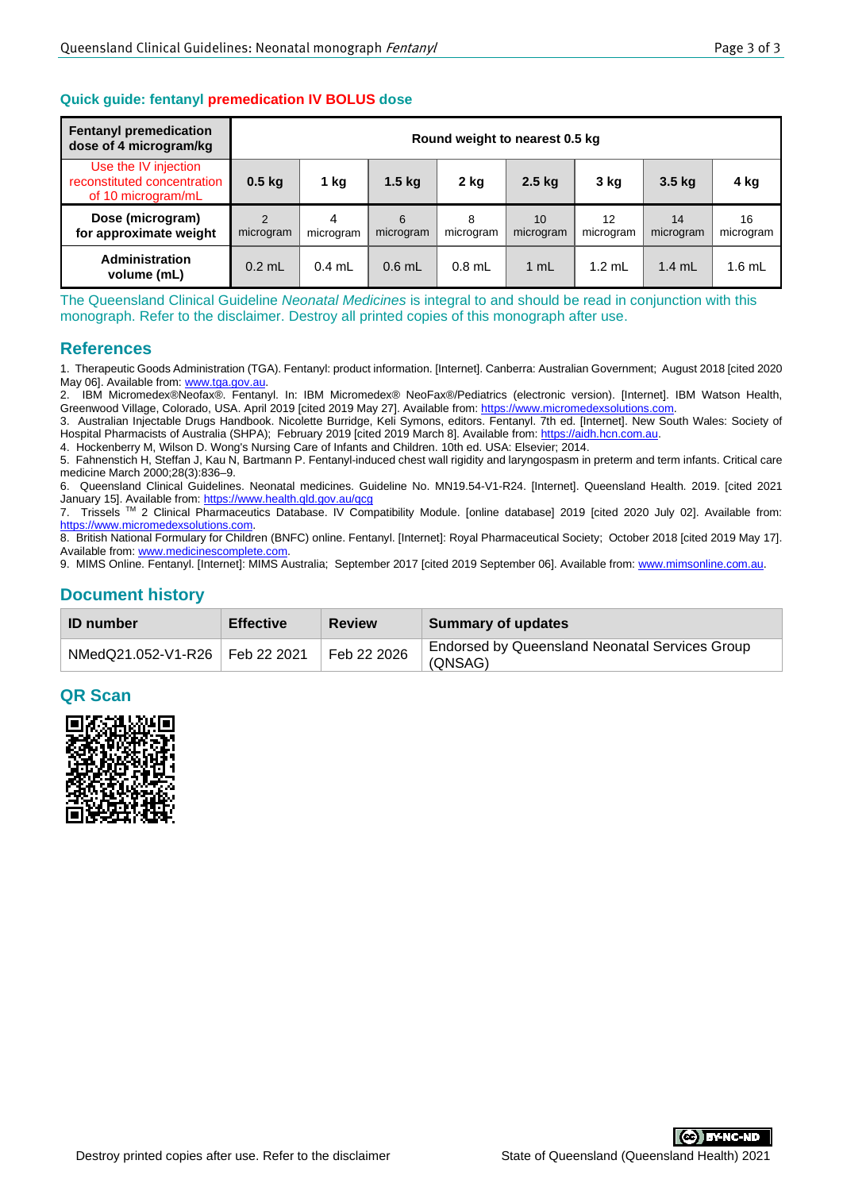## Quick guide: fentanyl premedication IV BOLUS dose

| **Fentanyl premedication dose of 4 microgram/kg** | **Round weight to nearest 0.5 kg** | | | | | | | |
|---|---|---|---|---|---|---|---|---|
| Use the IV injection reconstituted concentration of 10 microgram/mL | **0.5 kg** | **1 kg** | **1.5 kg** | **2 kg** | **2.5 kg** | **3 kg** | **3.5 kg** | **4 kg** |
| **Dose (microgram) for approximate weight** | 2 microgram | 4 microgram | 6 microgram | 8 microgram | 10 microgram | 12 microgram | 14 microgram | 16 microgram |
| **Administration volume (mL)** | 0.2 mL | 0.4 mL | 0.6 mL | 0.8 mL | 1 mL | 1.2 mL | 1.4 mL | 1.6 mL |

The Queensland Clinical Guideline *Neonatal Medicines* is integral to and should be read in conjunction with this monograph. Refer to the disclaimer. Destroy all printed copies of this monograph after use.

## References

1. Therapeutic Goods Administration (TGA). Fentanyl: product information. [Internet]. Canberra: Australian Government; August 2018 [cited 2020 May 06]. Available from: www.tga.gov.au.
2. IBM Micromedex®Neofax®. Fentanyl. In: IBM Micromedex® NeoFax®/Pediatrics (electronic version). [Internet]. IBM Watson Health, Greenwood Village, Colorado, USA. April 2019 [cited 2019 May 27]. Available from: https://www.micromedexsolutions.com.
3. Australian Injectable Drugs Handbook. Nicolette Burridge, Keli Symons, editors. Fentanyl. 7th ed. [Internet]. New South Wales: Society of Hospital Pharmacists of Australia (SHPA); February 2019 [cited 2019 March 8]. Available from: https://aidh.hcn.com.au.
4. Hockenberry M, Wilson D. Wong's Nursing Care of Infants and Children. 10th ed. USA: Elsevier; 2014.
5. Fahnenstich H, Steffan J, Kau N, Bartmann P. Fentanyl-induced chest wall rigidity and laryngospasm in preterm and term infants. Critical care medicine March 2000;28(3):836–9.
6. Queensland Clinical Guidelines. Neonatal medicines. Guideline No. MN19.54-V1-R24. [Internet]. Queensland Health. 2019. [cited 2021 January 15]. Available from: https://www.health.qld.gov.au/qcg
7. Trissels ™ 2 Clinical Pharmaceutics Database. IV Compatibility Module. [online database] 2019 [cited 2020 July 02]. Available from: https://www.micromedexsolutions.com.
8. British National Formulary for Children (BNFC) online. Fentanyl. [Internet]: Royal Pharmaceutical Society; October 2018 [cited 2019 May 17]. Available from: www.medicinescomplete.com.
9. MIMS Online. Fentanyl. [Internet]: MIMS Australia; September 2017 [cited 2019 September 06]. Available from: www.mimsonline.com.au.

## Document history

| ID number | Effective | Review | Summary of updates |
|---|---|---|---|
| NMedQ21.052-V1-R26 | Feb 22 2021 | Feb 22 2026 | Endorsed by Queensland Neonatal Services Group (QNSAG) |

## QR Scan

Destroy printed copies after use. Refer to the disclaimer

State of Queensland (Queensland Health) 2021